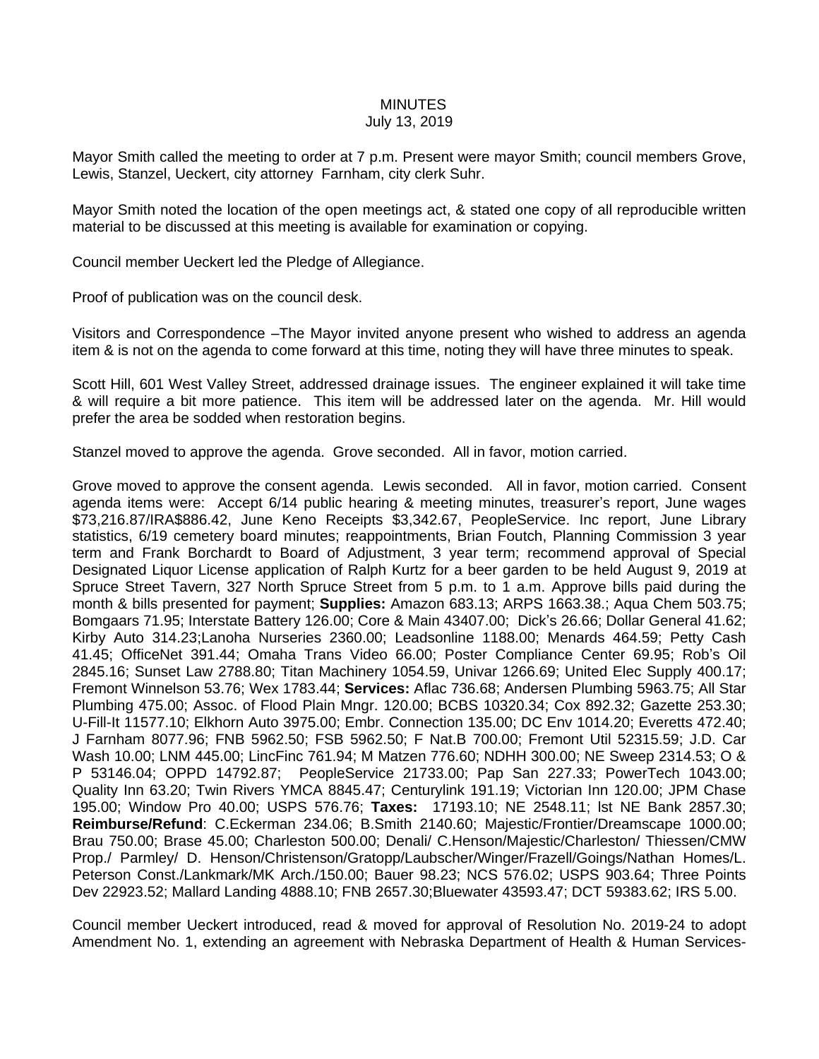MINUTES
July 13, 2019

Mayor Smith called the meeting to order at 7 p.m. Present were mayor Smith; council members Grove, Lewis, Stanzel, Ueckert, city attorney Farnham, city clerk Suhr.

Mayor Smith noted the location of the open meetings act, & stated one copy of all reproducible written material to be discussed at this meeting is available for examination or copying.

Council member Ueckert led the Pledge of Allegiance.

Proof of publication was on the council desk.

Visitors and Correspondence –The Mayor invited anyone present who wished to address an agenda item & is not on the agenda to come forward at this time, noting they will have three minutes to speak.

Scott Hill, 601 West Valley Street, addressed drainage issues. The engineer explained it will take time & will require a bit more patience. This item will be addressed later on the agenda. Mr. Hill would prefer the area be sodded when restoration begins.

Stanzel moved to approve the agenda. Grove seconded. All in favor, motion carried.

Grove moved to approve the consent agenda. Lewis seconded. All in favor, motion carried. Consent agenda items were: Accept 6/14 public hearing & meeting minutes, treasurer's report, June wages $73,216.87/IRA$886.42, June Keno Receipts $3,342.67, PeopleService. Inc report, June Library statistics, 6/19 cemetery board minutes; reappointments, Brian Foutch, Planning Commission 3 year term and Frank Borchardt to Board of Adjustment, 3 year term; recommend approval of Special Designated Liquor License application of Ralph Kurtz for a beer garden to be held August 9, 2019 at Spruce Street Tavern, 327 North Spruce Street from 5 p.m. to 1 a.m. Approve bills paid during the month & bills presented for payment; **Supplies:** Amazon 683.13; ARPS 1663.38.; Aqua Chem 503.75; Bomgaars 71.95; Interstate Battery 126.00; Core & Main 43407.00; Dick's 26.66; Dollar General 41.62; Kirby Auto 314.23;Lanoha Nurseries 2360.00; Leadsonline 1188.00; Menards 464.59; Petty Cash 41.45; OfficeNet 391.44; Omaha Trans Video 66.00; Poster Compliance Center 69.95; Rob's Oil 2845.16; Sunset Law 2788.80; Titan Machinery 1054.59, Univar 1266.69; United Elec Supply 400.17; Fremont Winnelson 53.76; Wex 1783.44; **Services:** Aflac 736.68; Andersen Plumbing 5963.75; All Star Plumbing 475.00; Assoc. of Flood Plain Mngr. 120.00; BCBS 10320.34; Cox 892.32; Gazette 253.30; U-Fill-It 11577.10; Elkhorn Auto 3975.00; Embr. Connection 135.00; DC Env 1014.20; Everetts 472.40; J Farnham 8077.96; FNB 5962.50; FSB 5962.50; F Nat.B 700.00; Fremont Util 52315.59; J.D. Car Wash 10.00; LNM 445.00; LincFinc 761.94; M Matzen 776.60; NDHH 300.00; NE Sweep 2314.53; O & P 53146.04; OPPD 14792.87; PeopleService 21733.00; Pap San 227.33; PowerTech 1043.00; Quality Inn 63.20; Twin Rivers YMCA 8845.47; Centurylink 191.19; Victorian Inn 120.00; JPM Chase 195.00; Window Pro 40.00; USPS 576.76; **Taxes:** 17193.10; NE 2548.11; lst NE Bank 2857.30; **Reimburse/Refund**: C.Eckerman 234.06; B.Smith 2140.60; Majestic/Frontier/Dreamscape 1000.00; Brau 750.00; Brase 45.00; Charleston 500.00; Denali/ C.Henson/Majestic/Charleston/ Thiessen/CMW Prop./ Parmley/ D. Henson/Christenson/Gratopp/Laubscher/Winger/Frazell/Goings/Nathan Homes/L. Peterson Const./Lankmark/MK Arch./150.00; Bauer 98.23; NCS 576.02; USPS 903.64; Three Points Dev 22923.52; Mallard Landing 4888.10; FNB 2657.30;Bluewater 43593.47; DCT 59383.62; IRS 5.00.

Council member Ueckert introduced, read & moved for approval of Resolution No. 2019-24 to adopt Amendment No. 1, extending an agreement with Nebraska Department of Health & Human Services-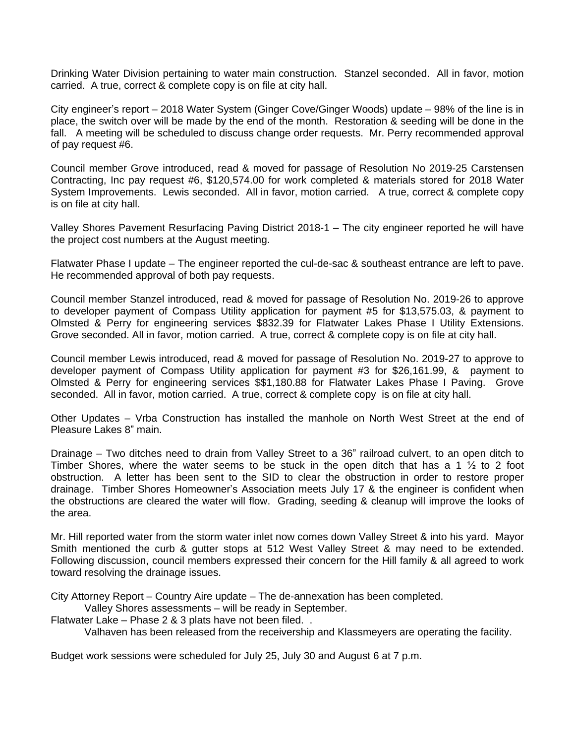Drinking Water Division pertaining to water main construction. Stanzel seconded. All in favor, motion carried. A true, correct & complete copy is on file at city hall.

City engineer's report – 2018 Water System (Ginger Cove/Ginger Woods) update – 98% of the line is in place, the switch over will be made by the end of the month. Restoration & seeding will be done in the fall. A meeting will be scheduled to discuss change order requests. Mr. Perry recommended approval of pay request #6.

Council member Grove introduced, read & moved for passage of Resolution No 2019-25 Carstensen Contracting, Inc pay request #6, $120,574.00 for work completed & materials stored for 2018 Water System Improvements. Lewis seconded. All in favor, motion carried. A true, correct & complete copy is on file at city hall.

Valley Shores Pavement Resurfacing Paving District 2018-1 – The city engineer reported he will have the project cost numbers at the August meeting.

Flatwater Phase I update – The engineer reported the cul-de-sac & southeast entrance are left to pave. He recommended approval of both pay requests.

Council member Stanzel introduced, read & moved for passage of Resolution No. 2019-26 to approve to developer payment of Compass Utility application for payment #5 for $13,575.03, & payment to Olmsted & Perry for engineering services $832.39 for Flatwater Lakes Phase I Utility Extensions. Grove seconded. All in favor, motion carried. A true, correct & complete copy is on file at city hall.

Council member Lewis introduced, read & moved for passage of Resolution No. 2019-27 to approve to developer payment of Compass Utility application for payment #3 for $26,161.99, & payment to Olmsted & Perry for engineering services $$1,180.88 for Flatwater Lakes Phase I Paving. Grove seconded. All in favor, motion carried. A true, correct & complete copy is on file at city hall.

Other Updates – Vrba Construction has installed the manhole on North West Street at the end of Pleasure Lakes 8" main.

Drainage – Two ditches need to drain from Valley Street to a 36" railroad culvert, to an open ditch to Timber Shores, where the water seems to be stuck in the open ditch that has a 1 ½ to 2 foot obstruction. A letter has been sent to the SID to clear the obstruction in order to restore proper drainage. Timber Shores Homeowner's Association meets July 17 & the engineer is confident when the obstructions are cleared the water will flow. Grading, seeding & cleanup will improve the looks of the area.

Mr. Hill reported water from the storm water inlet now comes down Valley Street & into his yard. Mayor Smith mentioned the curb & gutter stops at 512 West Valley Street & may need to be extended. Following discussion, council members expressed their concern for the Hill family & all agreed to work toward resolving the drainage issues.

City Attorney Report – Country Aire update – The de-annexation has been completed.
    Valley Shores assessments – will be ready in September.
Flatwater Lake – Phase 2 & 3 plats have not been filed. .
    Valhaven has been released from the receivership and Klassmeyers are operating the facility.

Budget work sessions were scheduled for July 25, July 30 and August 6 at 7 p.m.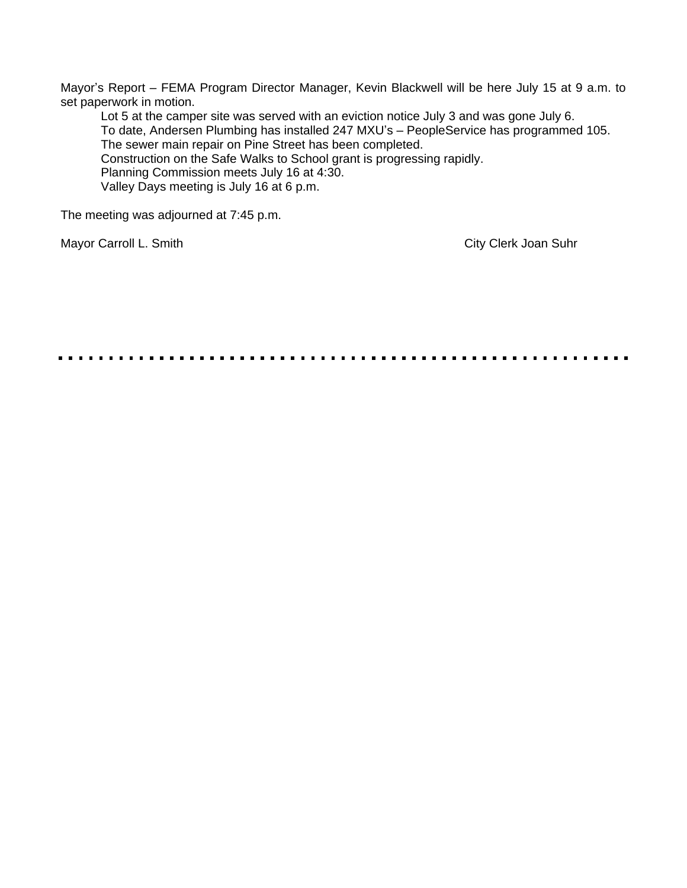Mayor's Report – FEMA Program Director Manager, Kevin Blackwell will be here July 15 at 9 a.m. to set paperwork in motion.

Lot 5 at the camper site was served with an eviction notice July 3 and was gone July 6.

To date, Andersen Plumbing has installed 247 MXU's – PeopleService has programmed 105.

The sewer main repair on Pine Street has been completed.

Construction on the Safe Walks to School grant is progressing rapidly.

Planning Commission meets July 16 at 4:30.

Valley Days meeting is July 16 at 6 p.m.

The meeting was adjourned at 7:45 p.m.

Mayor Carroll L. Smith                                        City Clerk Joan Suhr

---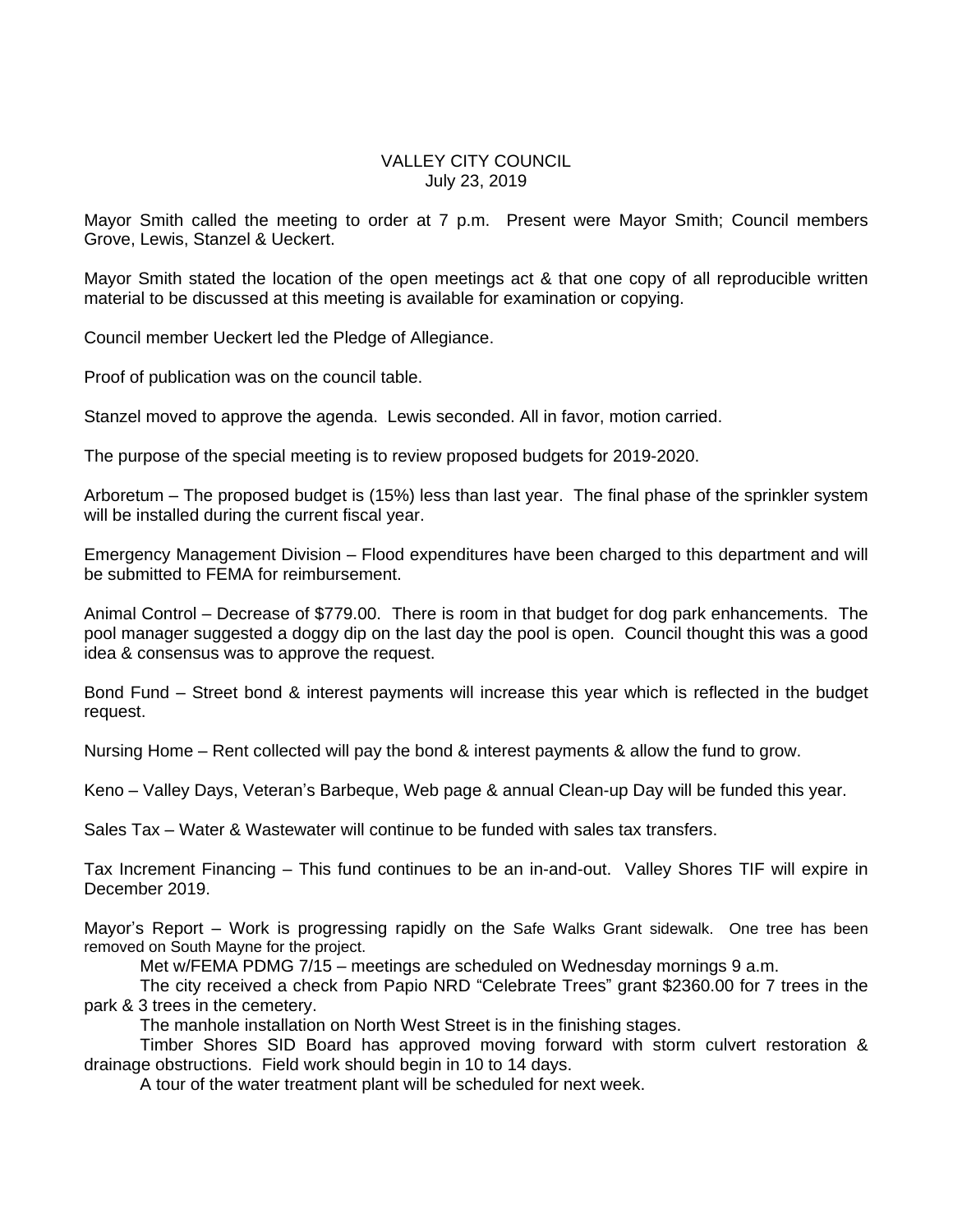VALLEY CITY COUNCIL
July 23, 2019

Mayor Smith called the meeting to order at 7 p.m. Present were Mayor Smith; Council members Grove, Lewis, Stanzel & Ueckert.

Mayor Smith stated the location of the open meetings act & that one copy of all reproducible written material to be discussed at this meeting is available for examination or copying.

Council member Ueckert led the Pledge of Allegiance.

Proof of publication was on the council table.

Stanzel moved to approve the agenda. Lewis seconded. All in favor, motion carried.

The purpose of the special meeting is to review proposed budgets for 2019-2020.

Arboretum – The proposed budget is (15%) less than last year. The final phase of the sprinkler system will be installed during the current fiscal year.

Emergency Management Division – Flood expenditures have been charged to this department and will be submitted to FEMA for reimbursement.

Animal Control – Decrease of $779.00. There is room in that budget for dog park enhancements. The pool manager suggested a doggy dip on the last day the pool is open. Council thought this was a good idea & consensus was to approve the request.

Bond Fund – Street bond & interest payments will increase this year which is reflected in the budget request.

Nursing Home – Rent collected will pay the bond & interest payments & allow the fund to grow.

Keno – Valley Days, Veteran's Barbeque, Web page & annual Clean-up Day will be funded this year.

Sales Tax – Water & Wastewater will continue to be funded with sales tax transfers.

Tax Increment Financing – This fund continues to be an in-and-out. Valley Shores TIF will expire in December 2019.

Mayor's Report – Work is progressing rapidly on the Safe Walks Grant sidewalk. One tree has been removed on South Mayne for the project.

Met w/FEMA PDMG 7/15 – meetings are scheduled on Wednesday mornings 9 a.m.

The city received a check from Papio NRD "Celebrate Trees" grant $2360.00 for 7 trees in the park & 3 trees in the cemetery.

The manhole installation on North West Street is in the finishing stages.

Timber Shores SID Board has approved moving forward with storm culvert restoration & drainage obstructions. Field work should begin in 10 to 14 days.

A tour of the water treatment plant will be scheduled for next week.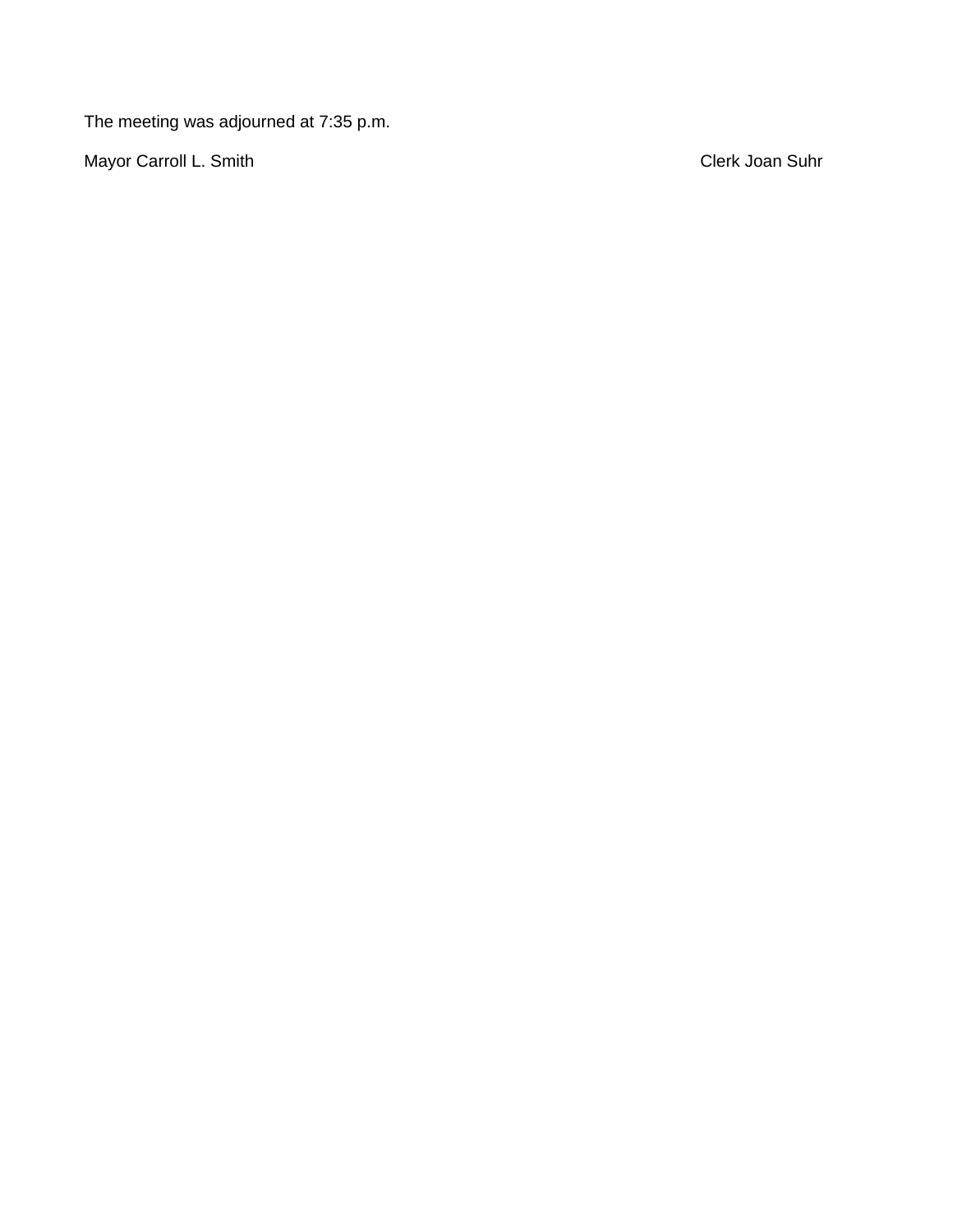The meeting was adjourned at 7:35 p.m.

Mayor Carroll L. Smith                                                                                                    Clerk Joan Suhr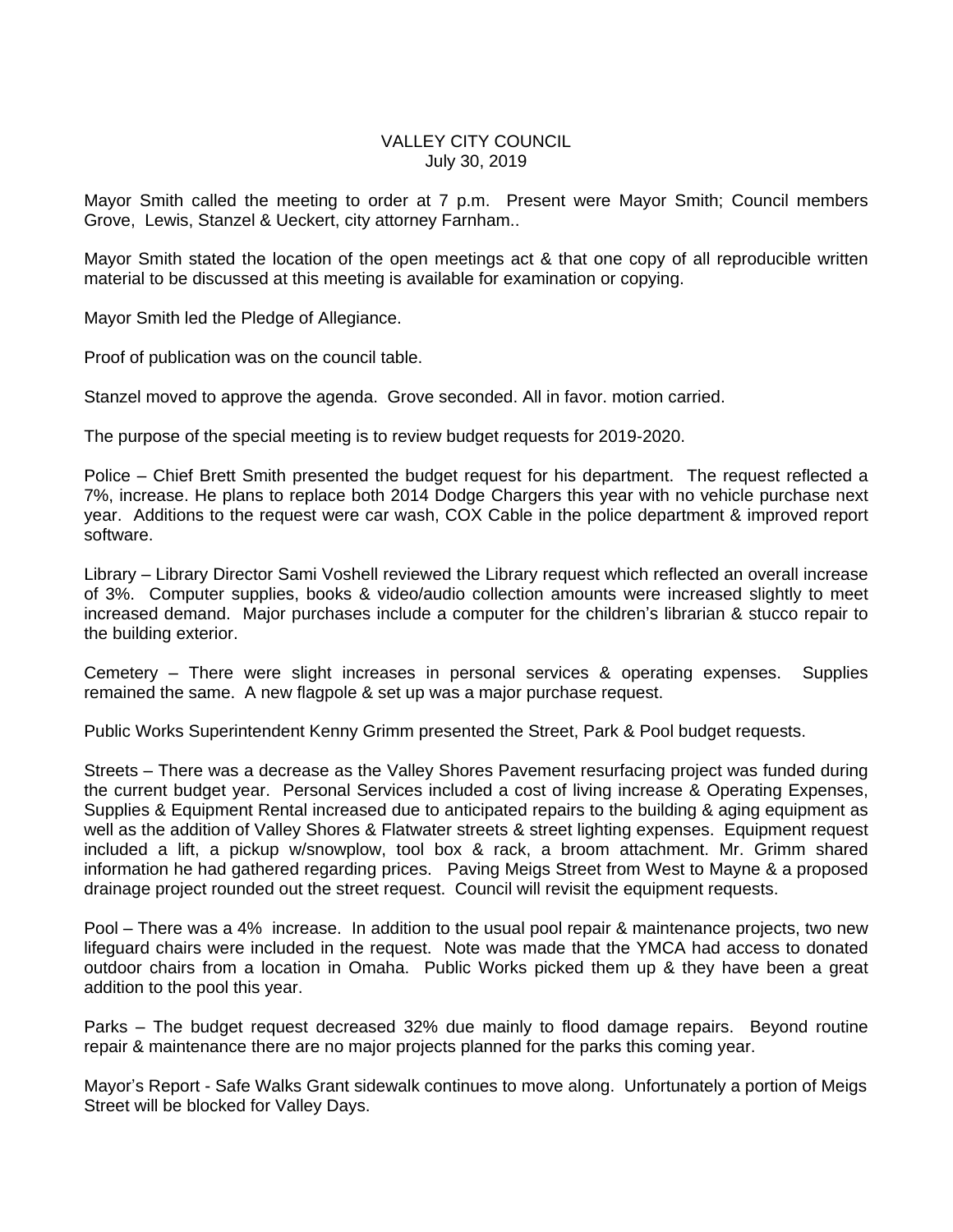VALLEY CITY COUNCIL
July 30, 2019

Mayor Smith called the meeting to order at 7 p.m. Present were Mayor Smith; Council members Grove, Lewis, Stanzel & Ueckert, city attorney Farnham..

Mayor Smith stated the location of the open meetings act & that one copy of all reproducible written material to be discussed at this meeting is available for examination or copying.

Mayor Smith led the Pledge of Allegiance.

Proof of publication was on the council table.

Stanzel moved to approve the agenda. Grove seconded. All in favor. motion carried.

The purpose of the special meeting is to review budget requests for 2019-2020.

Police – Chief Brett Smith presented the budget request for his department. The request reflected a 7%, increase. He plans to replace both 2014 Dodge Chargers this year with no vehicle purchase next year. Additions to the request were car wash, COX Cable in the police department & improved report software.

Library – Library Director Sami Voshell reviewed the Library request which reflected an overall increase of 3%. Computer supplies, books & video/audio collection amounts were increased slightly to meet increased demand. Major purchases include a computer for the children's librarian & stucco repair to the building exterior.

Cemetery – There were slight increases in personal services & operating expenses. Supplies remained the same. A new flagpole & set up was a major purchase request.

Public Works Superintendent Kenny Grimm presented the Street, Park & Pool budget requests.

Streets – There was a decrease as the Valley Shores Pavement resurfacing project was funded during the current budget year. Personal Services included a cost of living increase & Operating Expenses, Supplies & Equipment Rental increased due to anticipated repairs to the building & aging equipment as well as the addition of Valley Shores & Flatwater streets & street lighting expenses. Equipment request included a lift, a pickup w/snowplow, tool box & rack, a broom attachment. Mr. Grimm shared information he had gathered regarding prices. Paving Meigs Street from West to Mayne & a proposed drainage project rounded out the street request. Council will revisit the equipment requests.

Pool – There was a 4% increase. In addition to the usual pool repair & maintenance projects, two new lifeguard chairs were included in the request. Note was made that the YMCA had access to donated outdoor chairs from a location in Omaha. Public Works picked them up & they have been a great addition to the pool this year.

Parks – The budget request decreased 32% due mainly to flood damage repairs. Beyond routine repair & maintenance there are no major projects planned for the parks this coming year.

Mayor's Report - Safe Walks Grant sidewalk continues to move along. Unfortunately a portion of Meigs Street will be blocked for Valley Days.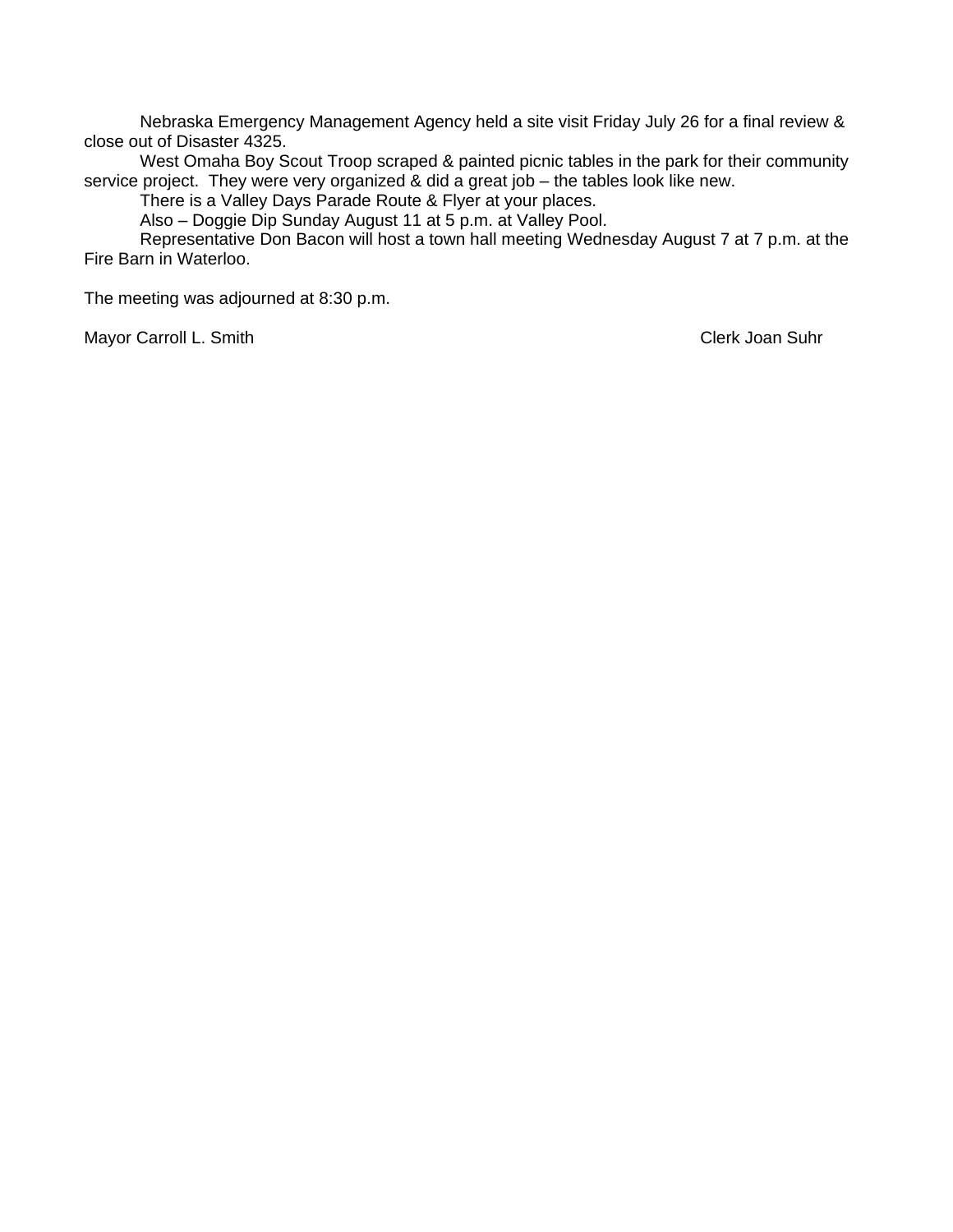Nebraska Emergency Management Agency held a site visit Friday July 26 for a final review & close out of Disaster 4325.

West Omaha Boy Scout Troop scraped & painted picnic tables in the park for their community service project. They were very organized & did a great job – the tables look like new.

There is a Valley Days Parade Route & Flyer at your places.

Also – Doggie Dip Sunday August 11 at 5 p.m. at Valley Pool.

Representative Don Bacon will host a town hall meeting Wednesday August 7 at 7 p.m. at the Fire Barn in Waterloo.

The meeting was adjourned at 8:30 p.m.

Mayor Carroll L. Smith                                        Clerk Joan Suhr